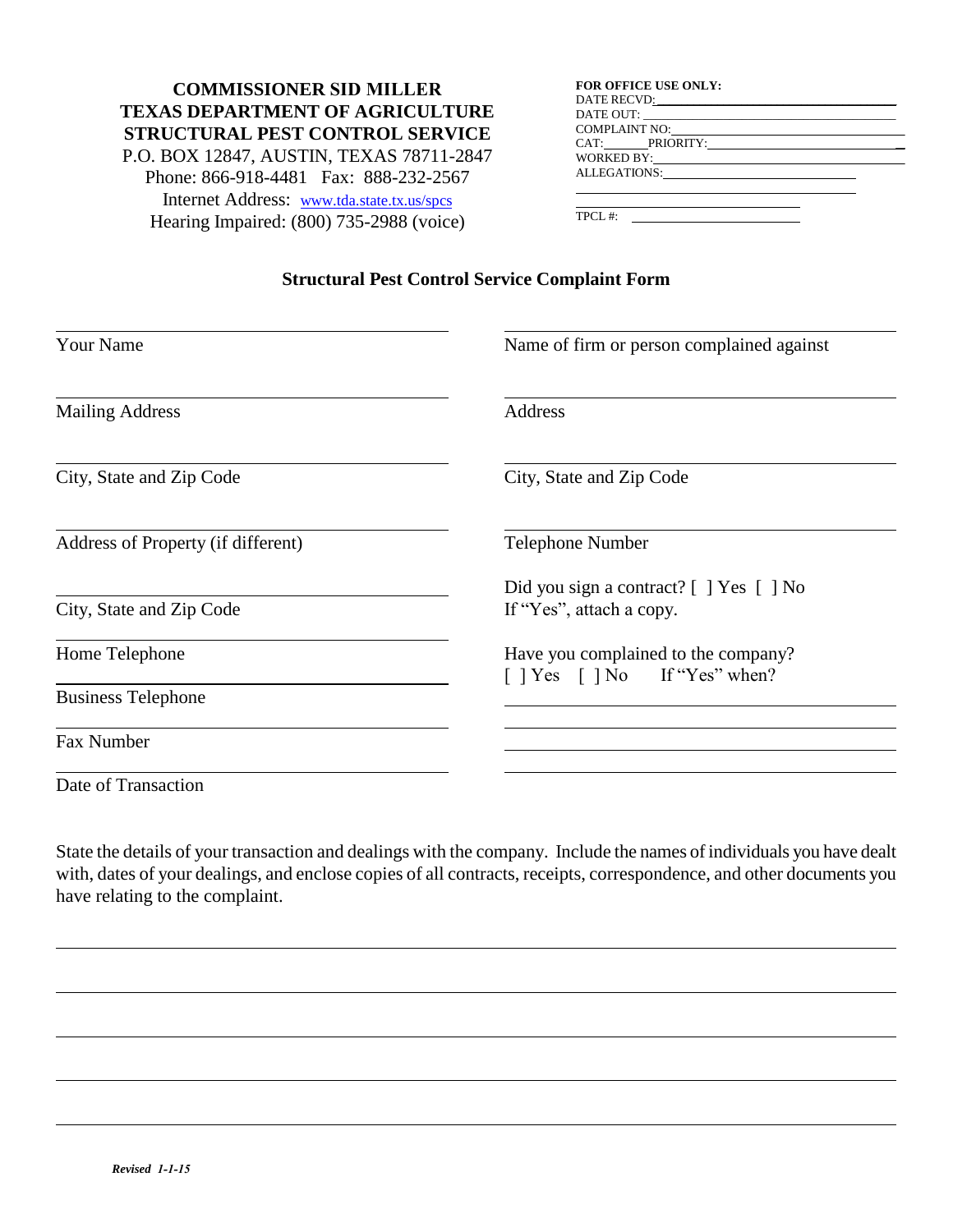**COMMISSIONER SID MILLER**
**TEXAS DEPARTMENT OF AGRICULTURE**
**STRUCTURAL PEST CONTROL SERVICE**
P.O. BOX 12847, AUSTIN, TEXAS 78711-2847
Phone: 866-918-4481 Fax: 888-232-2567
Internet Address: www.tda.state.tx.us/spcs
Hearing Impaired: (800) 735-2988 (voice)

**FOR OFFICE USE ONLY:**
DATE RECVD: ____________________
DATE OUT: ____________________
COMPLAINT NO: ____________________
CAT: ______ PRIORITY: ____________________
WORKED BY: ____________________
ALLEGATIONS: ____________________
____________________
____________________
TPCL #: ____________________

## Structural Pest Control Service Complaint Form

| | |
|---|---|
| ____________________ Your Name | ____________________ Name of firm or person complained against |
| ____________________ Mailing Address | ____________________ Address |
| ____________________ City, State and Zip Code | ____________________ City, State and Zip Code |
| ____________________ Address of Property (if different) | ____________________ Telephone Number |
| ____________________ City, State and Zip Code | Did you sign a contract? [ ] Yes [ ] No If "Yes", attach a copy. |
| ____________________ Home Telephone | Have you complained to the company? [ ] Yes [ ] No If "Yes" when? |
| ____________________ Business Telephone | ____________________ |
| ____________________ Fax Number | ____________________ |
| ____________________ Date of Transaction | ____________________ |

State the details of your transaction and dealings with the company. Include the names of individuals you have dealt with, dates of your dealings, and enclose copies of all contracts, receipts, correspondence, and other documents you have relating to the complaint.

____________________

____________________

____________________

____________________

____________________

*Revised 1-1-15*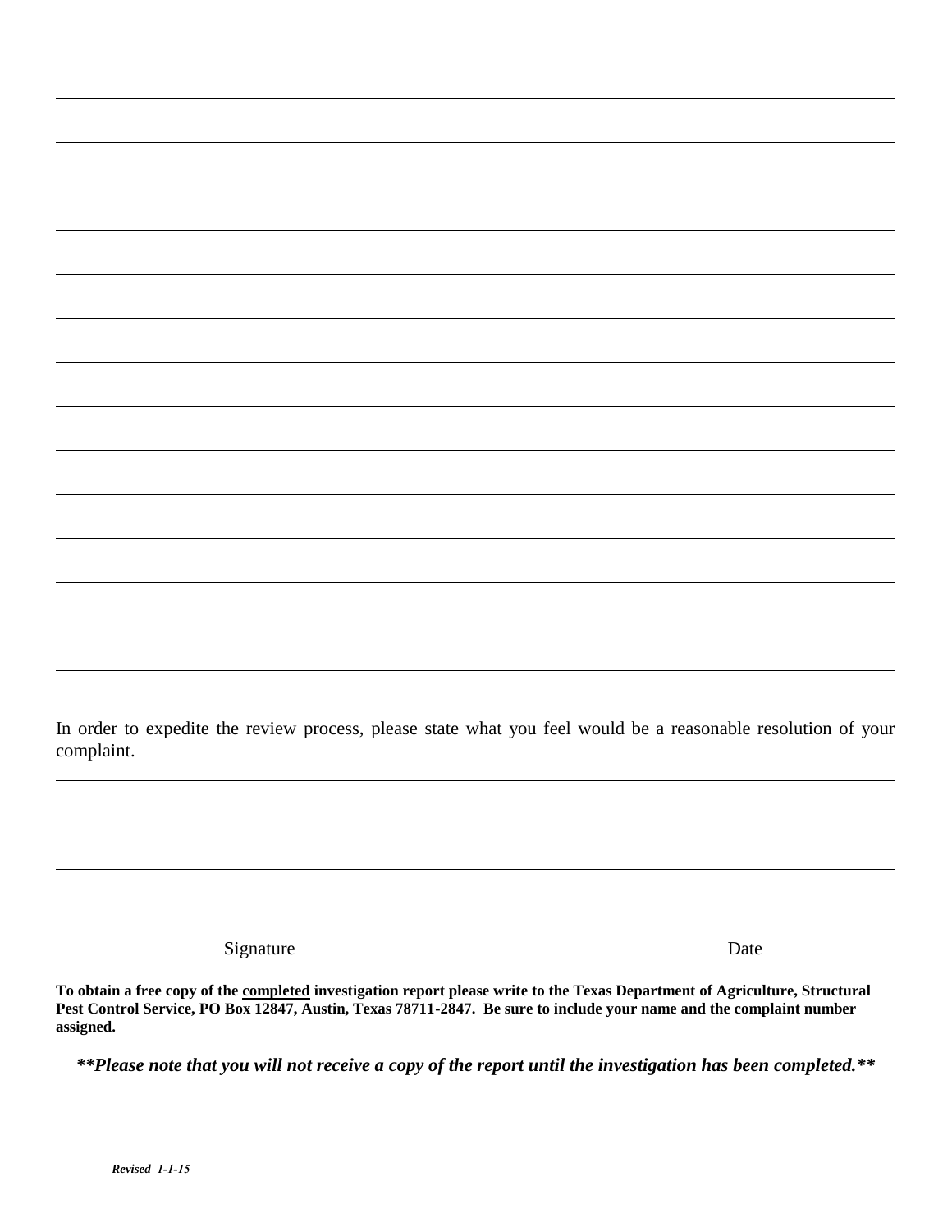In order to expedite the review process, please state what you feel would be a reasonable resolution of your complaint.

Signature

Date

**To obtain a free copy of the <u>completed</u> investigation report please write to the Texas Department of Agriculture, Structural Pest Control Service, PO Box 12847, Austin, Texas 78711-2847. Be sure to include your name and the complaint number assigned.**

***\*\*Please note that you will not receive a copy of the report until the investigation has been completed.\*\****

***Revised 1-1-15***